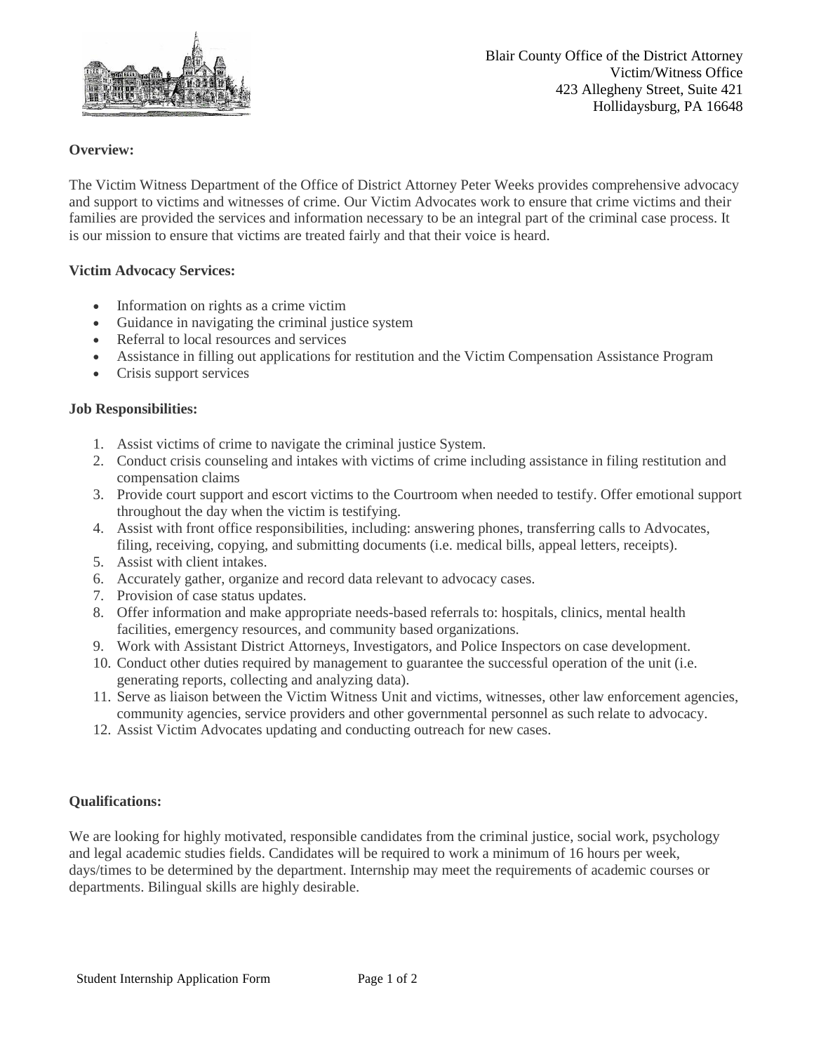Blair County Office of the District Attorney
Victim/Witness Office
423 Allegheny Street, Suite 421
Hollidaysburg, PA 16648

**Overview:**

The Victim Witness Department of the Office of District Attorney Peter Weeks provides comprehensive advocacy and support to victims and witnesses of crime. Our Victim Advocates work to ensure that crime victims and their families are provided the services and information necessary to be an integral part of the criminal case process. It is our mission to ensure that victims are treated fairly and that their voice is heard.

**Victim Advocacy Services:**

- Information on rights as a crime victim
- Guidance in navigating the criminal justice system
- Referral to local resources and services
- Assistance in filling out applications for restitution and the Victim Compensation Assistance Program
- Crisis support services

**Job Responsibilities:**

1. Assist victims of crime to navigate the criminal justice System.
2. Conduct crisis counseling and intakes with victims of crime including assistance in filing restitution and compensation claims
3. Provide court support and escort victims to the Courtroom when needed to testify. Offer emotional support throughout the day when the victim is testifying.
4. Assist with front office responsibilities, including: answering phones, transferring calls to Advocates, filing, receiving, copying, and submitting documents (i.e. medical bills, appeal letters, receipts).
5. Assist with client intakes.
6. Accurately gather, organize and record data relevant to advocacy cases.
7. Provision of case status updates.
8. Offer information and make appropriate needs-based referrals to: hospitals, clinics, mental health facilities, emergency resources, and community based organizations.
9. Work with Assistant District Attorneys, Investigators, and Police Inspectors on case development.
10. Conduct other duties required by management to guarantee the successful operation of the unit (i.e. generating reports, collecting and analyzing data).
11. Serve as liaison between the Victim Witness Unit and victims, witnesses, other law enforcement agencies, community agencies, service providers and other governmental personnel as such relate to advocacy.
12. Assist Victim Advocates updating and conducting outreach for new cases.

**Qualifications:**

We are looking for highly motivated, responsible candidates from the criminal justice, social work, psychology and legal academic studies fields. Candidates will be required to work a minimum of 16 hours per week, days/times to be determined by the department. Internship may meet the requirements of academic courses or departments. Bilingual skills are highly desirable.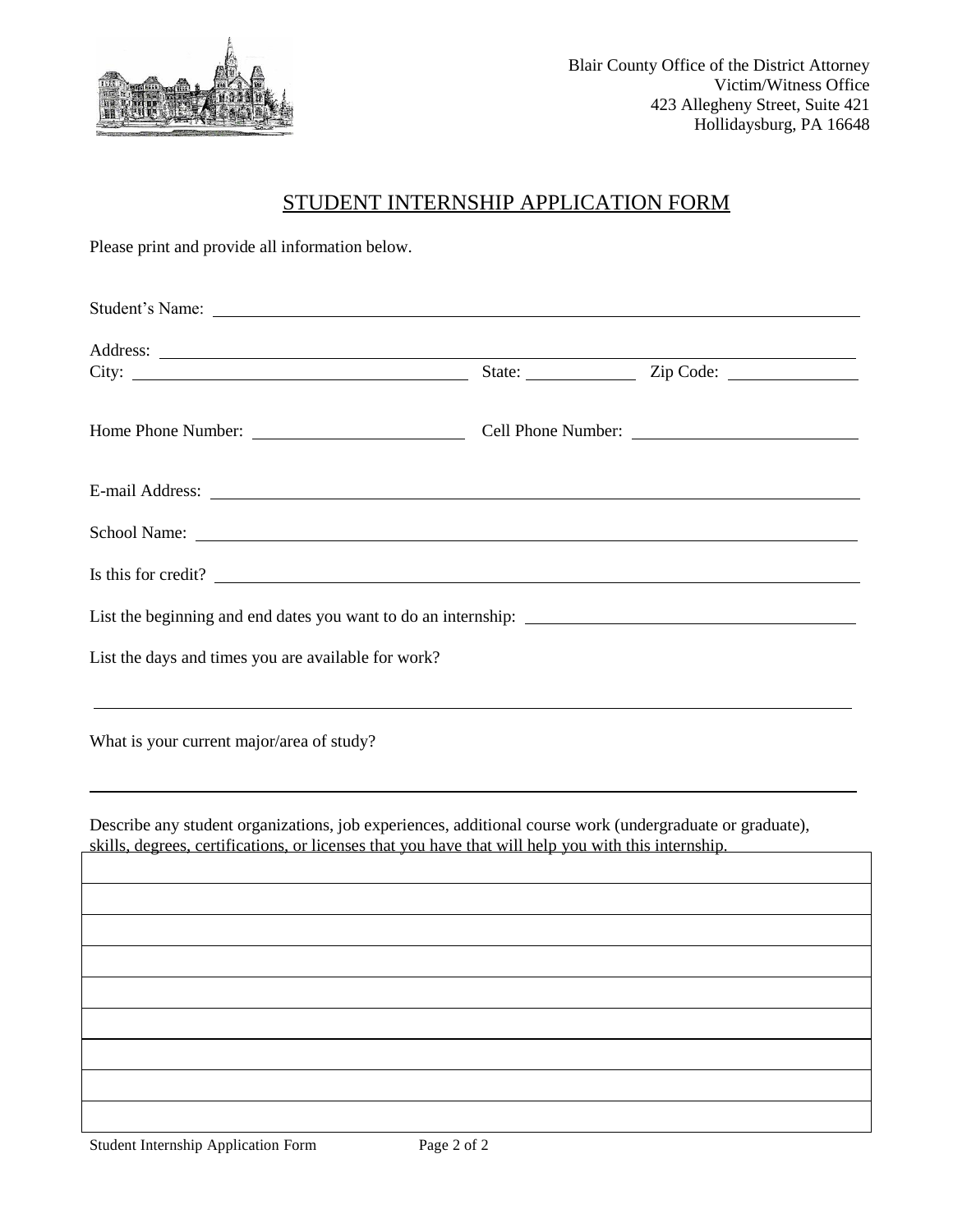Blair County Office of the District Attorney
Victim/Witness Office
423 Allegheny Street, Suite 421
Hollidaysburg, PA 16648

# STUDENT INTERNSHIP APPLICATION FORM

Please print and provide all information below.

Student's Name: ______________________________

Address: ______________________________

City: ____________________ State: __________ Zip Code: __________

Home Phone Number: ____________________ Cell Phone Number: ____________________

E-mail Address: ______________________________

School Name: ______________________________

Is this for credit? ______________________________

List the beginning and end dates you want to do an internship: ______________________________

List the days and times you are available for work?

______________________________

What is your current major/area of study?

______________________________

Describe any student organizations, job experiences, additional course work (undergraduate or graduate), skills, degrees, certifications, or licenses that you have that will help you with this internship.

| |
|---|
| |
| |
| |
| |
| |
| |
| |
| |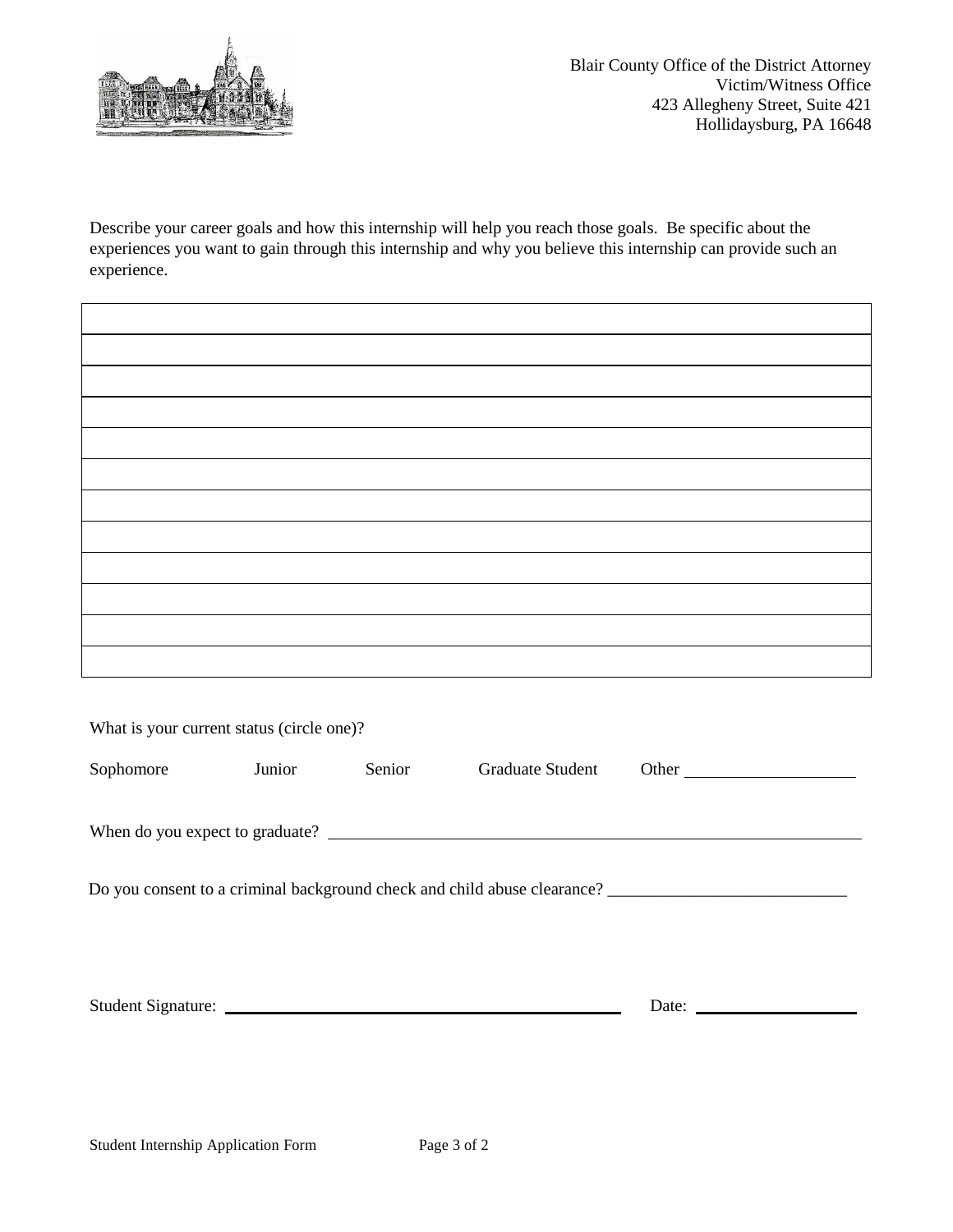Blair County Office of the District Attorney
Victim/Witness Office
423 Allegheny Street, Suite 421
Hollidaysburg, PA 16648

Describe your career goals and how this internship will help you reach those goals. Be specific about the experiences you want to gain through this internship and why you believe this internship can provide such an experience.

| |
|---|
| |
| |
| |
| |
| |
| |
| |
| |
| |
| |
| |

What is your current status (circle one)?

Sophomore Junior Senior Graduate Student Other ____________________

When do you expect to graduate? ____________________________________________________________

Do you consent to a criminal background check and child abuse clearance? ____________________________

Student Signature: ______________________________________________ Date: ____________________